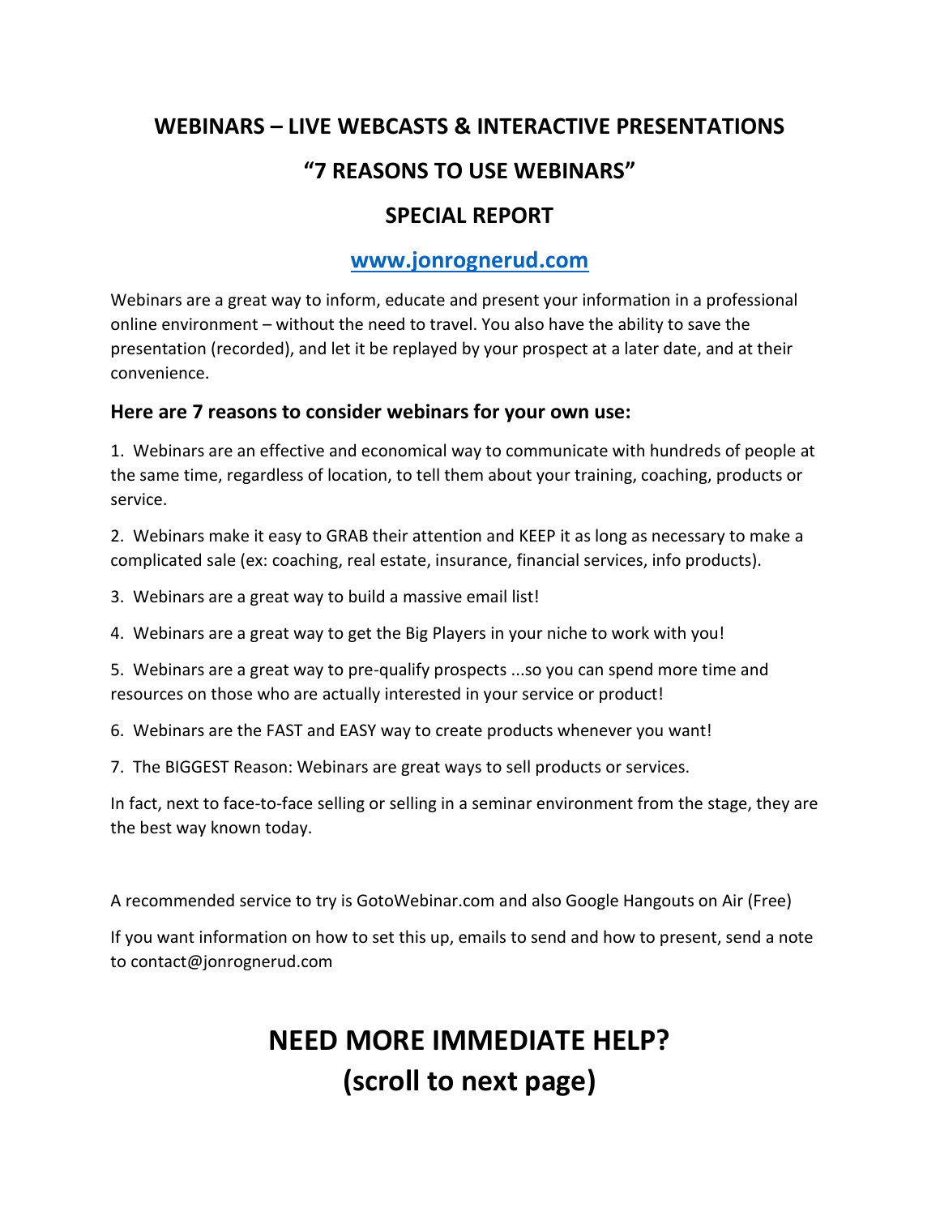# WEBINARS – LIVE WEBCASTS & INTERACTIVE PRESENTATIONS

# "7 REASONS TO USE WEBINARS"

# SPECIAL REPORT

## [www.jonrognerud.com](http://www.jonrognerud.com)

Webinars are a great way to inform, educate and present your information in a professional online environment – without the need to travel. You also have the ability to save the presentation (recorded), and let it be replayed by your prospect at a later date, and at their convenience.

### Here are 7 reasons to consider webinars for your own use:

1. Webinars are an effective and economical way to communicate with hundreds of people at the same time, regardless of location, to tell them about your training, coaching, products or service.

2. Webinars make it easy to GRAB their attention and KEEP it as long as necessary to make a complicated sale (ex: coaching, real estate, insurance, financial services, info products).

3. Webinars are a great way to build a massive email list!

4. Webinars are a great way to get the Big Players in your niche to work with you!

5. Webinars are a great way to pre-qualify prospects ...so you can spend more time and resources on those who are actually interested in your service or product!

6. Webinars are the FAST and EASY way to create products whenever you want!

7. The BIGGEST Reason: Webinars are great ways to sell products or services.

In fact, next to face-to-face selling or selling in a seminar environment from the stage, they are the best way known today.

A recommended service to try is GotoWebinar.com and also Google Hangouts on Air (Free)

If you want information on how to set this up, emails to send and how to present, send a note to contact@jonrognerud.com

# NEED MORE IMMEDIATE HELP?
# (scroll to next page)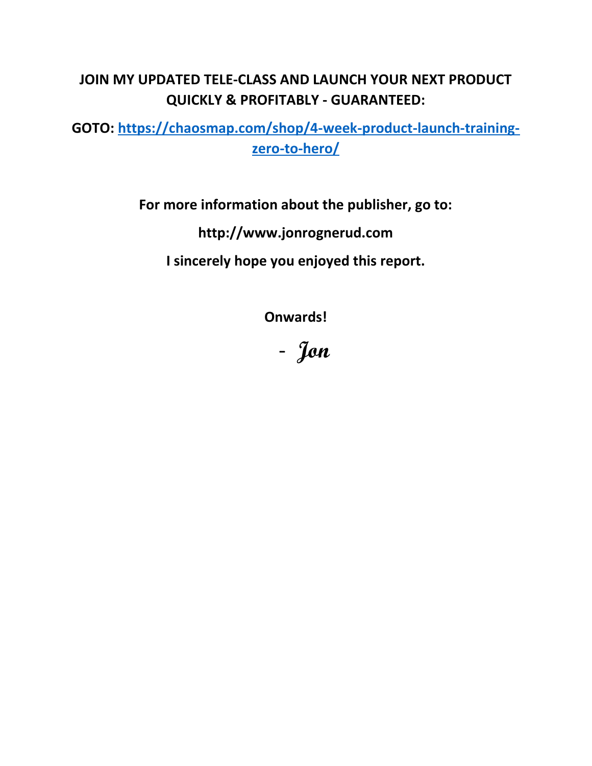**JOIN MY UPDATED TELE-CLASS AND LAUNCH YOUR NEXT PRODUCT QUICKLY & PROFITABLY - GUARANTEED:**

**GOTO: [https://chaosmap.com/shop/4-week-product-launch-training-zero-to-hero/](https://chaosmap.com/shop/4-week-product-launch-training-zero-to-hero/)**

**For more information about the publisher, go to:**

**http://www.jonrognerud.com**

**I sincerely hope you enjoyed this report.**

**Onwards!**

**- *Jon***